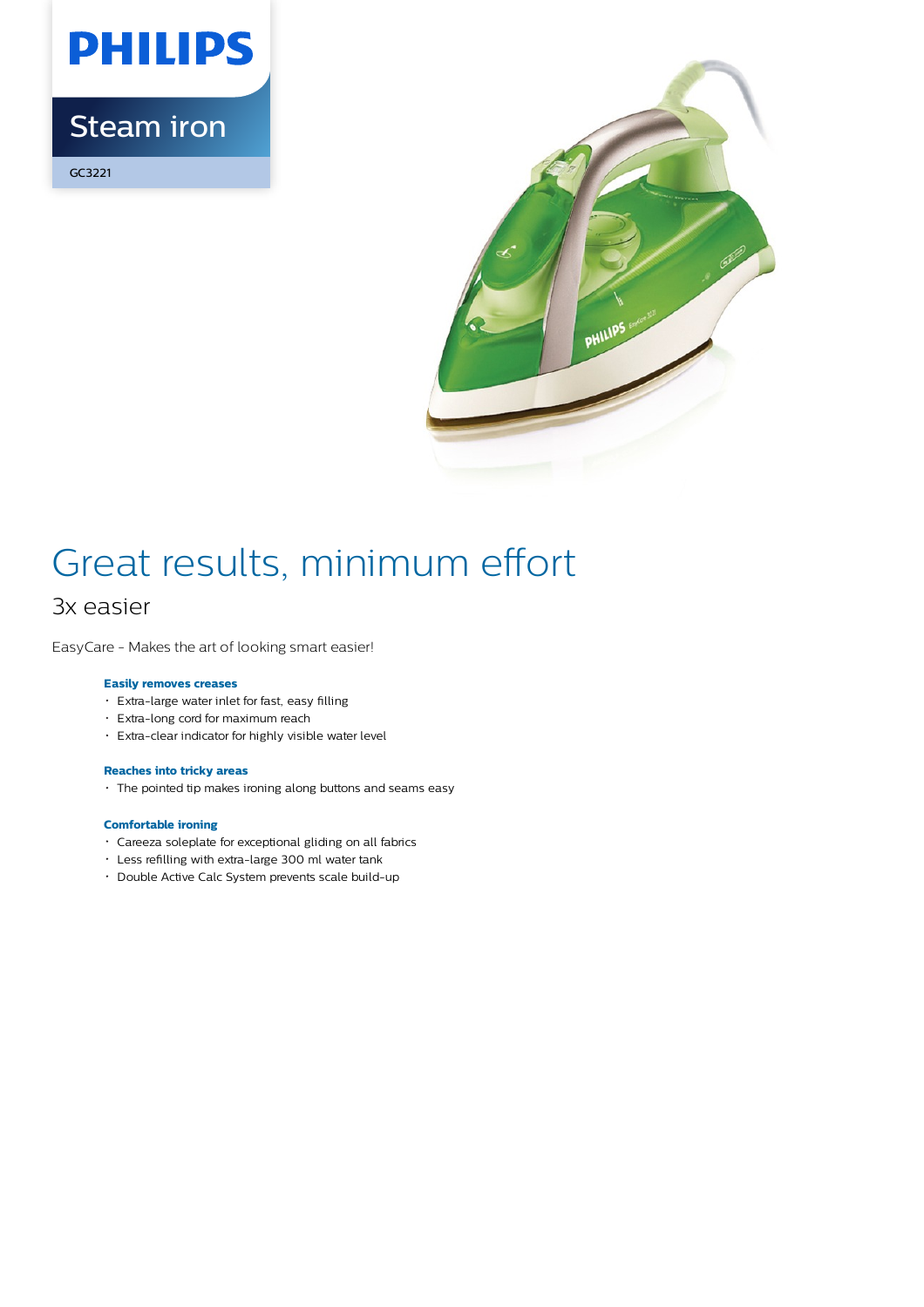PHILIPS

Steam iron

GC3221

# Great results, minimum effort

## 3x easier

EasyCare - Makes the art of looking smart easier!

### Easily removes creases

- Extra-large water inlet for fast, easy filling
- Extra-long cord for maximum reach
- Extra-clear indicator for highly visible water level

### Reaches into tricky areas

- The pointed tip makes ironing along buttons and seams easy

### Comfortable ironing

- Careeza soleplate for exceptional gliding on all fabrics
- Less refilling with extra-large 300 ml water tank
- Double Active Calc System prevents scale build-up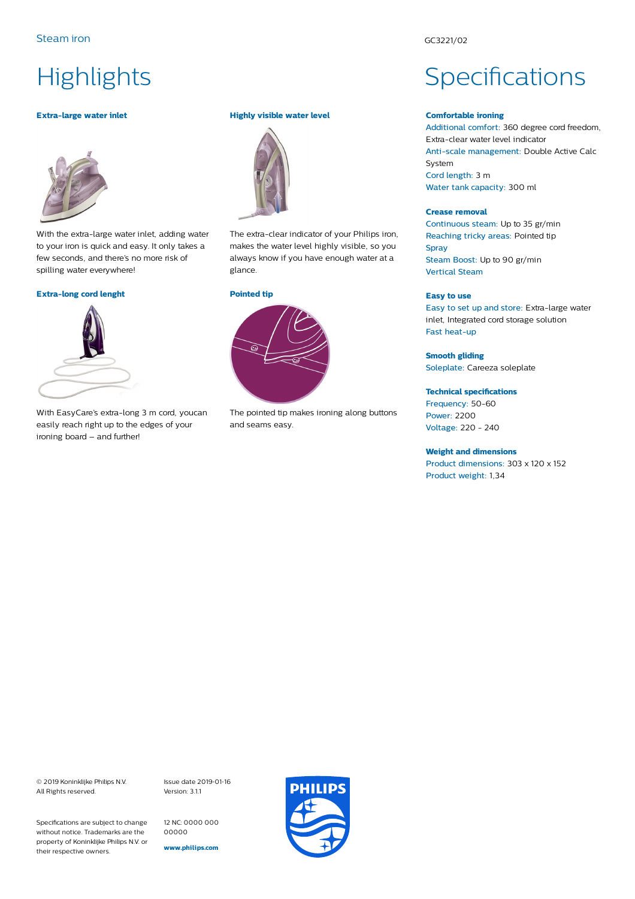Steam iron

GC3221/02

# Highlights

### Extra-large water inlet

With the extra-large water inlet, adding water to your iron is quick and easy. It only takes a few seconds, and there's no more risk of spilling water everywhere!

### Highly visible water level

The extra-clear indicator of your Philips iron, makes the water level highly visible, so you always know if you have enough water at a glance.

### Extra-long cord lenght

With EasyCare's extra-long 3 m cord, youcan easily reach right up to the edges of your ironing board – and further!

### Pointed tip

The pointed tip makes ironing along buttons and seams easy.

# Specifications

### Comfortable ironing

- Additional comfort: 360 degree cord freedom, Extra-clear water level indicator
- Anti-scale management: Double Active Calc System
- Cord length: 3 m
- Water tank capacity: 300 ml

### Crease removal

- Continuous steam: Up to 35 gr/min
- Reaching tricky areas: Pointed tip
- Spray
- Steam Boost: Up to 90 gr/min
- Vertical Steam

### Easy to use

- Easy to set up and store: Extra-large water inlet, Integrated cord storage solution
- Fast heat-up

### Smooth gliding

- Soleplate: Careeza soleplate

### Technical specifications

- Frequency: 50-60
- Power: 2200
- Voltage: 220 - 240

### Weight and dimensions

- Product dimensions: 303 x 120 x 152
- Product weight: 1,34

© 2019 Koninklijke Philips N.V.
All Rights reserved.

Specifications are subject to change without notice. Trademarks are the property of Koninklijke Philips N.V. or their respective owners.

Issue date 2019-01-16
Version: 3.1.1

12 NC: 0000 000 00000

www.philips.com